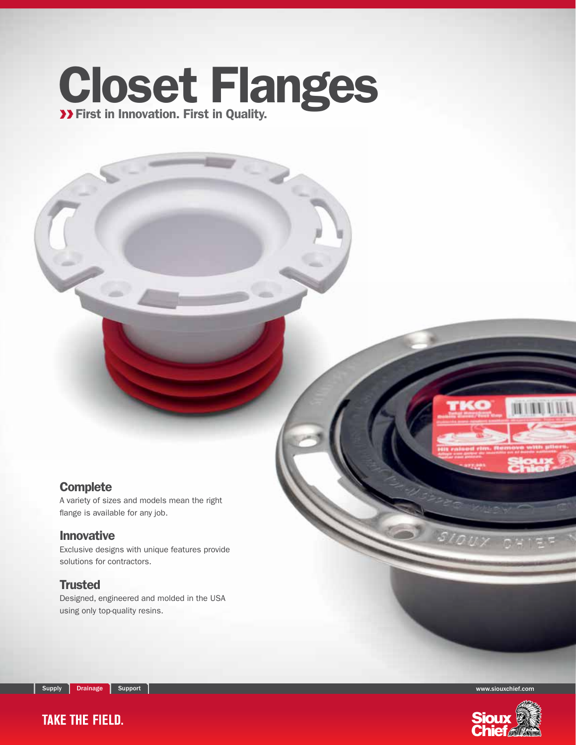# Closet Flanges

**›› First in Innovation. First in Quality.**

## Complete

A variety of sizes and models mean the right flange is available for any job.

## Innovative

Exclusive designs with unique features provide solutions for contractors.

## Trusted

Designed, engineered and molded in the USA using only top-quality resins.

Supply | Drainage | Support

www.siouxchief.com

TAKE THE FIELD.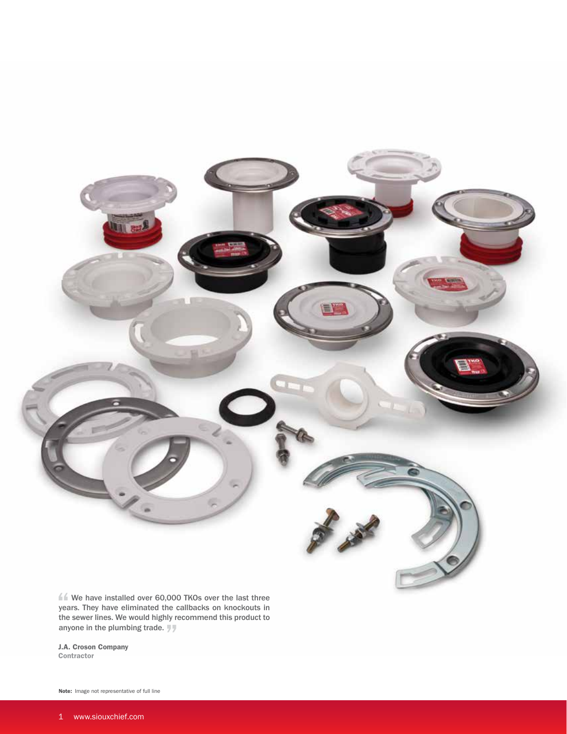“We have installed over 60,000 TKOs over the last three years. They have eliminated the callbacks on knockouts in the sewer lines. We would highly recommend this product to anyone in the plumbing trade.”

**J.A. Croson Company**
**Contractor**

**Note:** Image not representative of full line

www.siouxchief.com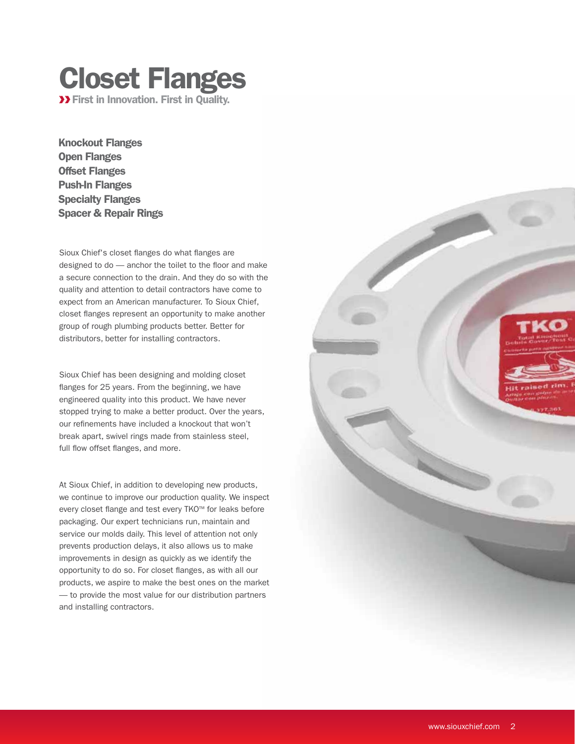# Closet Flanges

**›› First in Innovation. First in Quality.**

**Knockout Flanges**
**Open Flanges**
**Offset Flanges**
**Push-In Flanges**
**Specialty Flanges**
**Spacer & Repair Rings**

Sioux Chief's closet flanges do what flanges are designed to do — anchor the toilet to the floor and make a secure connection to the drain. And they do so with the quality and attention to detail contractors have come to expect from an American manufacturer. To Sioux Chief, closet flanges represent an opportunity to make another group of rough plumbing products better. Better for distributors, better for installing contractors.

Sioux Chief has been designing and molding closet flanges for 25 years. From the beginning, we have engineered quality into this product. We have never stopped trying to make a better product. Over the years, our refinements have included a knockout that won't break apart, swivel rings made from stainless steel, full flow offset flanges, and more.

At Sioux Chief, in addition to developing new products, we continue to improve our production quality. We inspect every closet flange and test every TKO™ for leaks before packaging. Our expert technicians run, maintain and service our molds daily. This level of attention not only prevents production delays, it also allows us to make improvements in design as quickly as we identify the opportunity to do so. For closet flanges, as with all our products, we aspire to make the best ones on the market — to provide the most value for our distribution partners and installing contractors.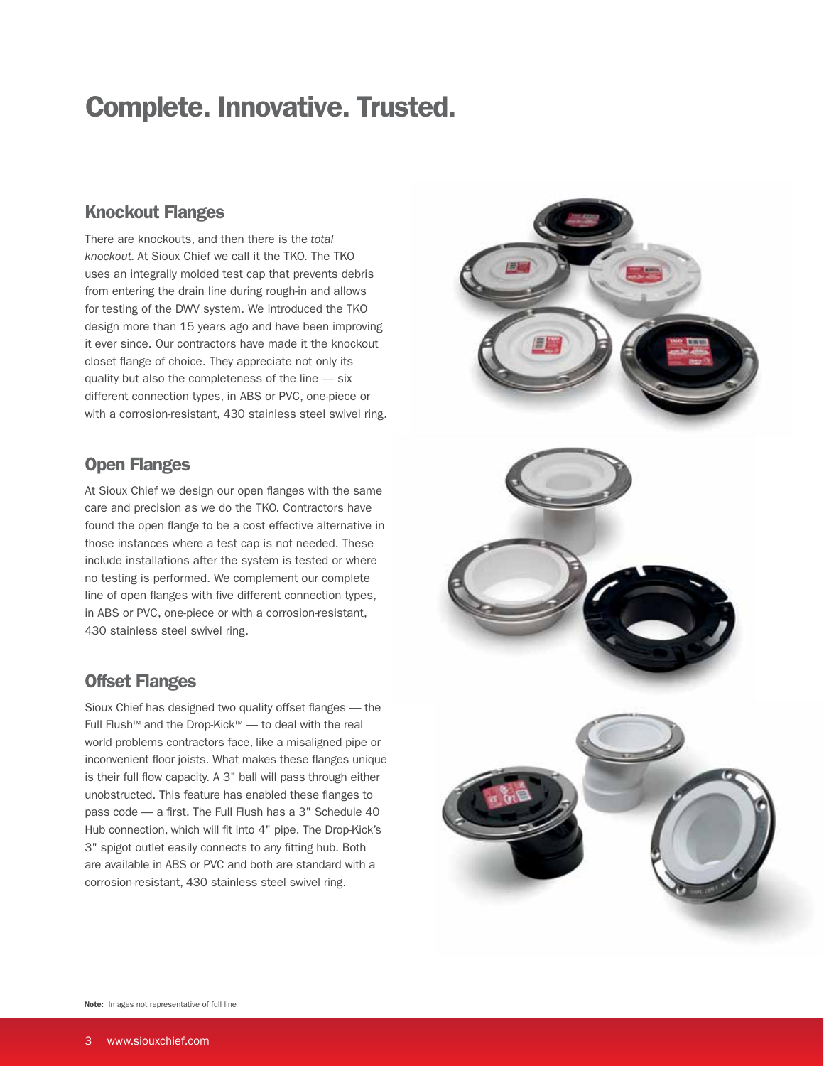# Complete. Innovative. Trusted.

## Knockout Flanges

There are knockouts, and then there is the *total knockout*. At Sioux Chief we call it the TKO. The TKO uses an integrally molded test cap that prevents debris from entering the drain line during rough-in and allows for testing of the DWV system. We introduced the TKO design more than 15 years ago and have been improving it ever since. Our contractors have made it the knockout closet flange of choice. They appreciate not only its quality but also the completeness of the line — six different connection types, in ABS or PVC, one-piece or with a corrosion-resistant, 430 stainless steel swivel ring.

## Open Flanges

At Sioux Chief we design our open flanges with the same care and precision as we do the TKO. Contractors have found the open flange to be a cost effective alternative in those instances where a test cap is not needed. These include installations after the system is tested or where no testing is performed. We complement our complete line of open flanges with five different connection types, in ABS or PVC, one-piece or with a corrosion-resistant, 430 stainless steel swivel ring.

## Offset Flanges

Sioux Chief has designed two quality offset flanges — the Full Flush™ and the Drop-Kick™ — to deal with the real world problems contractors face, like a misaligned pipe or inconvenient floor joists. What makes these flanges unique is their full flow capacity. A 3" ball will pass through either unobstructed. This feature has enabled these flanges to pass code — a first. The Full Flush has a 3" Schedule 40 Hub connection, which will fit into 4" pipe. The Drop-Kick's 3" spigot outlet easily connects to any fitting hub. Both are available in ABS or PVC and both are standard with a corrosion-resistant, 430 stainless steel swivel ring.

**Note:** Images not representative of full line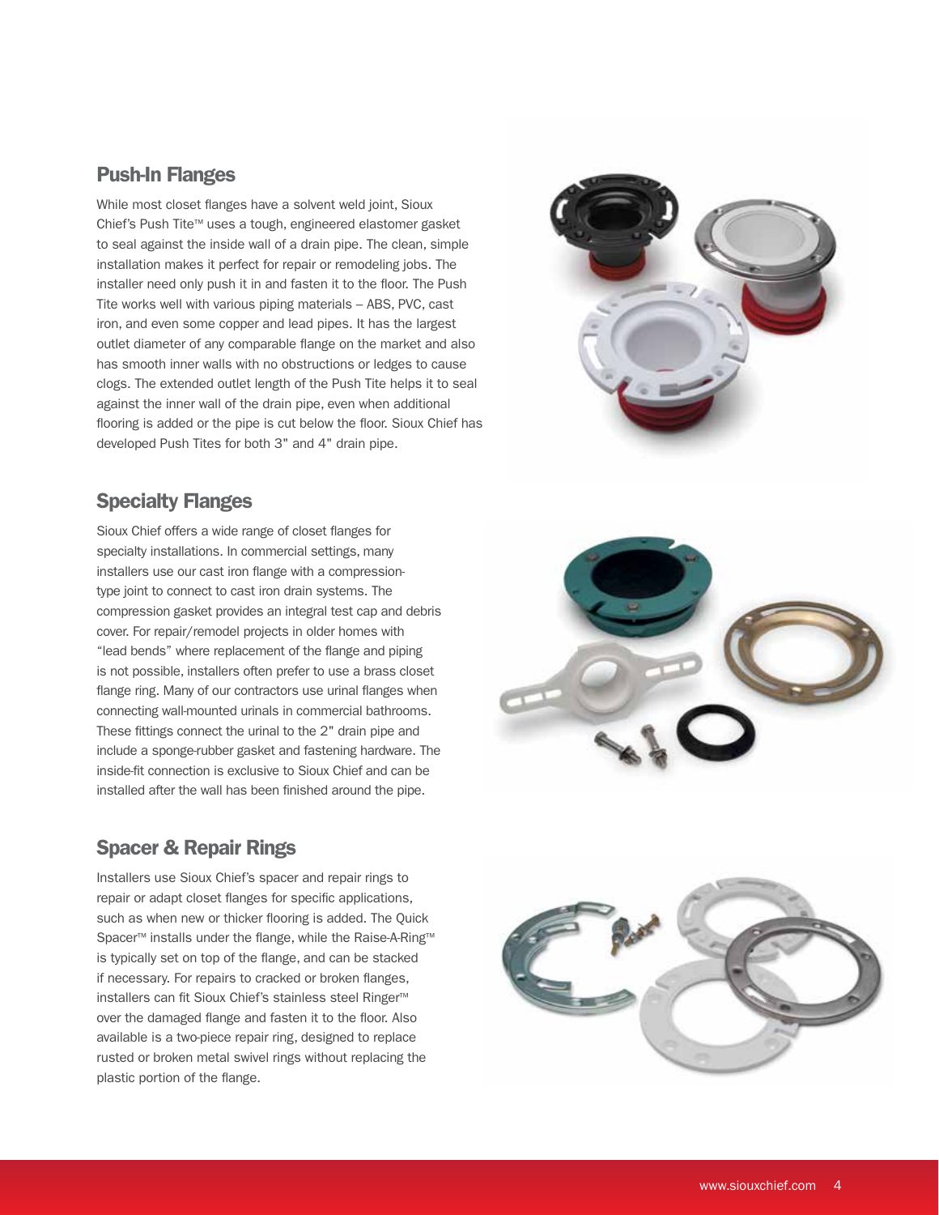## Push-In Flanges

While most closet flanges have a solvent weld joint, Sioux Chief's Push Tite™ uses a tough, engineered elastomer gasket to seal against the inside wall of a drain pipe. The clean, simple installation makes it perfect for repair or remodeling jobs. The installer need only push it in and fasten it to the floor. The Push Tite works well with various piping materials – ABS, PVC, cast iron, and even some copper and lead pipes. It has the largest outlet diameter of any comparable flange on the market and also has smooth inner walls with no obstructions or ledges to cause clogs. The extended outlet length of the Push Tite helps it to seal against the inner wall of the drain pipe, even when additional flooring is added or the pipe is cut below the floor. Sioux Chief has developed Push Tites for both 3" and 4" drain pipe.

## Specialty Flanges

Sioux Chief offers a wide range of closet flanges for specialty installations. In commercial settings, many installers use our cast iron flange with a compression-type joint to connect to cast iron drain systems. The compression gasket provides an integral test cap and debris cover. For repair/remodel projects in older homes with "lead bends" where replacement of the flange and piping is not possible, installers often prefer to use a brass closet flange ring. Many of our contractors use urinal flanges when connecting wall-mounted urinals in commercial bathrooms. These fittings connect the urinal to the 2" drain pipe and include a sponge-rubber gasket and fastening hardware. The inside-fit connection is exclusive to Sioux Chief and can be installed after the wall has been finished around the pipe.

## Spacer & Repair Rings

Installers use Sioux Chief's spacer and repair rings to repair or adapt closet flanges for specific applications, such as when new or thicker flooring is added. The Quick Spacer™ installs under the flange, while the Raise-A-Ring™ is typically set on top of the flange, and can be stacked if necessary. For repairs to cracked or broken flanges, installers can fit Sioux Chief's stainless steel Ringer™ over the damaged flange and fasten it to the floor. Also available is a two-piece repair ring, designed to replace rusted or broken metal swivel rings without replacing the plastic portion of the flange.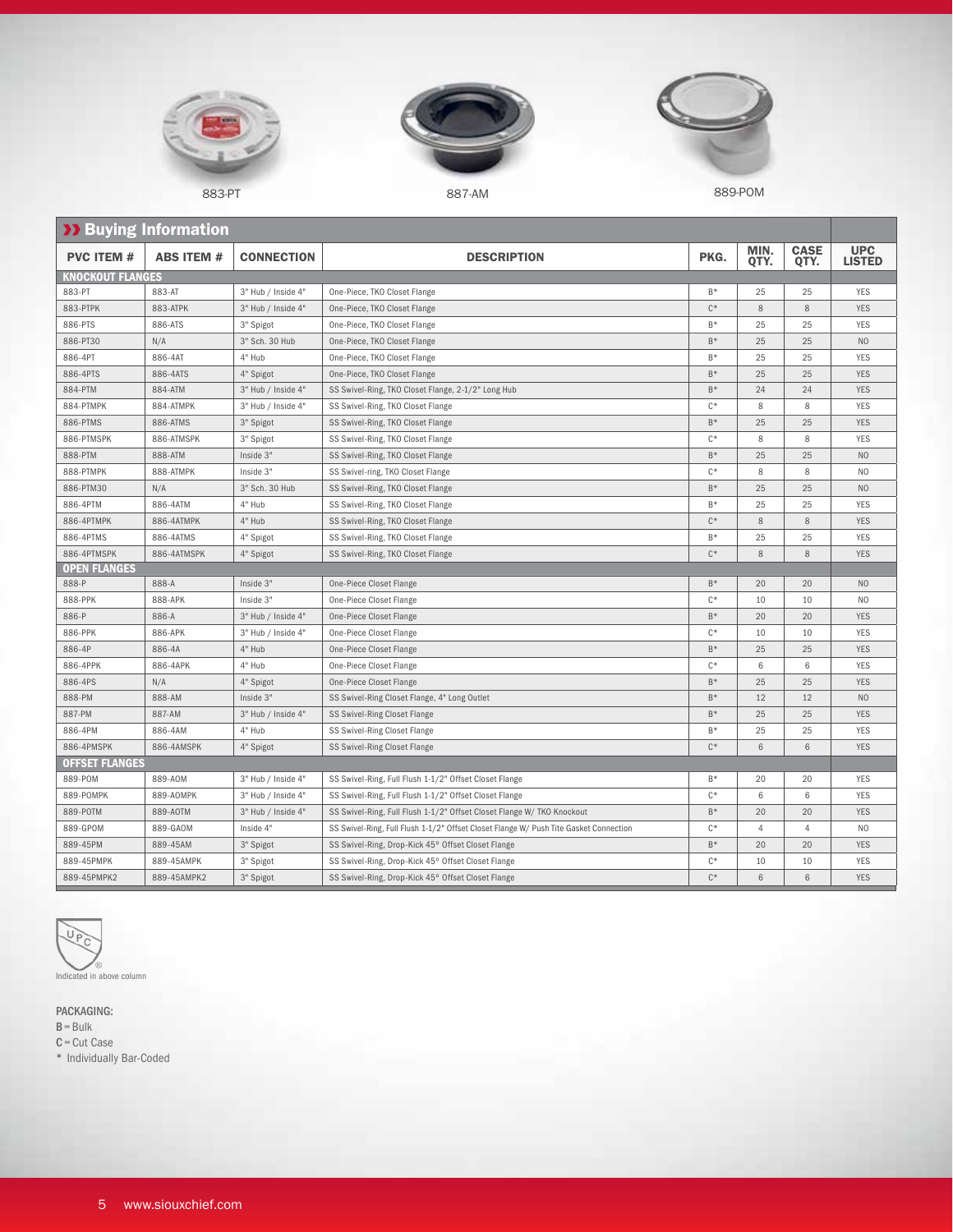883-PT

887-AM

889-POM

## Buying Information

| PVC ITEM # | ABS ITEM # | CONNECTION | DESCRIPTION | PKG. | MIN. QTY. | CASE QTY. | UPC LISTED |
|---|---|---|---|---|---|---|---|
| **KNOCKOUT FLANGES** | | | | | | | |
| 883-PT | 883-AT | 3" Hub / Inside 4" | One-Piece, TKO Closet Flange | B* | 25 | 25 | YES |
| 883-PTPK | 883-ATPK | 3" Hub / Inside 4" | One-Piece, TKO Closet Flange | C* | 8 | 8 | YES |
| 886-PTS | 886-ATS | 3" Spigot | One-Piece, TKO Closet Flange | B* | 25 | 25 | YES |
| 886-PT30 | N/A | 3" Sch. 30 Hub | One-Piece, TKO Closet Flange | B* | 25 | 25 | NO |
| 886-4PT | 886-4AT | 4" Hub | One-Piece, TKO Closet Flange | B* | 25 | 25 | YES |
| 886-4PTS | 886-4ATS | 4" Spigot | One-Piece, TKO Closet Flange | B* | 25 | 25 | YES |
| 884-PTM | 884-ATM | 3" Hub / Inside 4" | SS Swivel-Ring, TKO Closet Flange, 2-1/2" Long Hub | B* | 24 | 24 | YES |
| 884-PTMPK | 884-ATMPK | 3" Hub / Inside 4" | SS Swivel-Ring, TKO Closet Flange | C* | 8 | 8 | YES |
| 886-PTMS | 886-ATMS | 3" Spigot | SS Swivel-Ring, TKO Closet Flange | B* | 25 | 25 | YES |
| 886-PTMSPK | 886-ATMSPK | 3" Spigot | SS Swivel-Ring, TKO Closet Flange | C* | 8 | 8 | YES |
| 888-PTM | 888-ATM | Inside 3" | SS Swivel-Ring, TKO Closet Flange | B* | 25 | 25 | NO |
| 888-PTMPK | 888-ATMPK | Inside 3" | SS Swivel-ring, TKO Closet Flange | C* | 8 | 8 | NO |
| 886-PTM30 | N/A | 3" Sch. 30 Hub | SS Swivel-Ring, TKO Closet Flange | B* | 25 | 25 | NO |
| 886-4PTM | 886-4ATM | 4" Hub | SS Swivel-Ring, TKO Closet Flange | B* | 25 | 25 | YES |
| 886-4PTMPK | 886-4ATMPK | 4" Hub | SS Swivel-Ring, TKO Closet Flange | C* | 8 | 8 | YES |
| 886-4PTMS | 886-4ATMS | 4" Spigot | SS Swivel-Ring, TKO Closet Flange | B* | 25 | 25 | YES |
| 886-4PTMSPK | 886-4ATMSPK | 4" Spigot | SS Swivel-Ring, TKO Closet Flange | C* | 8 | 8 | YES |
| **OPEN FLANGES** | | | | | | | |
| 888-P | 888-A | Inside 3" | One-Piece Closet Flange | B* | 20 | 20 | NO |
| 888-PPK | 888-APK | Inside 3" | One-Piece Closet Flange | C* | 10 | 10 | NO |
| 886-P | 886-A | 3" Hub / Inside 4" | One-Piece Closet Flange | B* | 20 | 20 | YES |
| 886-PPK | 886-APK | 3" Hub / Inside 4" | One-Piece Closet Flange | C* | 10 | 10 | YES |
| 886-4P | 886-4A | 4" Hub | One-Piece Closet Flange | B* | 25 | 25 | YES |
| 886-4PPK | 886-4APK | 4" Hub | One-Piece Closet Flange | C* | 6 | 6 | YES |
| 886-4PS | N/A | 4" Spigot | One-Piece Closet Flange | B* | 25 | 25 | YES |
| 888-PM | 888-AM | Inside 3" | SS Swivel-Ring Closet Flange, 4" Long Outlet | B* | 12 | 12 | NO |
| 887-PM | 887-AM | 3" Hub / Inside 4" | SS Swivel-Ring Closet Flange | B* | 25 | 25 | YES |
| 886-4PM | 886-4AM | 4" Hub | SS Swivel-Ring Closet Flange | B* | 25 | 25 | YES |
| 886-4PMSPK | 886-4AMSPK | 4" Spigot | SS Swivel-Ring Closet Flange | C* | 6 | 6 | YES |
| **OFFSET FLANGES** | | | | | | | |
| 889-POM | 889-AOM | 3" Hub / Inside 4" | SS Swivel-Ring, Full Flush 1-1/2" Offset Closet Flange | B* | 20 | 20 | YES |
| 889-POMPK | 889-AOMPK | 3" Hub / Inside 4" | SS Swivel-Ring, Full Flush 1-1/2" Offset Closet Flange | C* | 6 | 6 | YES |
| 889-POTM | 889-AOTM | 3" Hub / Inside 4" | SS Swivel-Ring, Full Flush 1-1/2" Offset Closet Flange W/ TKO Knockout | B* | 20 | 20 | YES |
| 889-GPOM | 889-GAOM | Inside 4" | SS Swivel-Ring, Full Flush 1-1/2" Offset Closet Flange W/ Push Tite Gasket Connection | C* | 4 | 4 | NO |
| 889-45PM | 889-45AM | 3" Spigot | SS Swivel-Ring, Drop-Kick 45° Offset Closet Flange | B* | 20 | 20 | YES |
| 889-45PMPK | 889-45AMPK | 3" Spigot | SS Swivel-Ring, Drop-Kick 45° Offset Closet Flange | C* | 10 | 10 | YES |
| 889-45PMPK2 | 889-45AMPK2 | 3" Spigot | SS Swivel-Ring, Drop-Kick 45° Offset Closet Flange | C* | 6 | 6 | YES |

UPC Indicated in above column

PACKAGING:
B = Bulk
C = Cut Case
* Individually Bar-Coded

www.siouxchief.com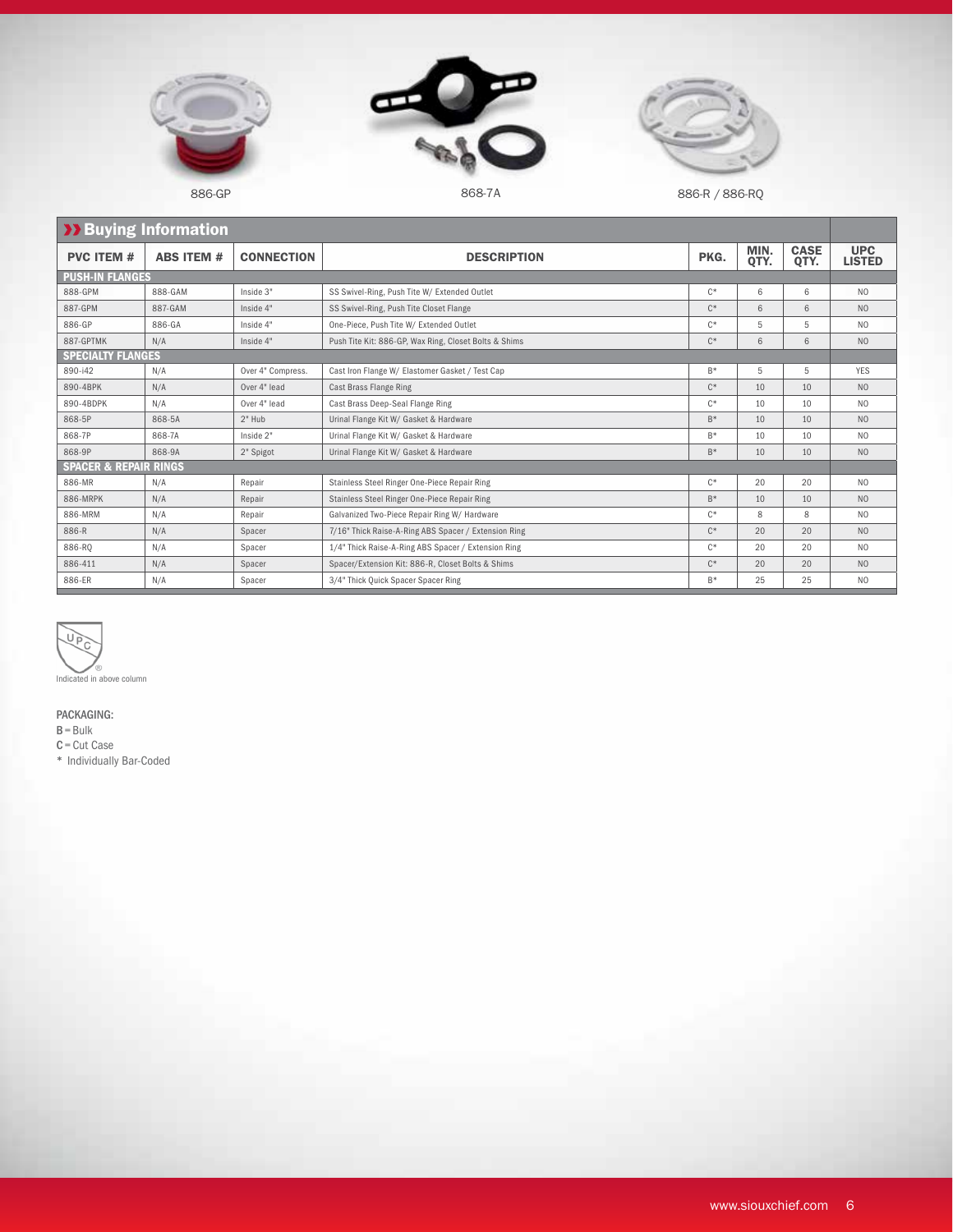886-GP

868-7A

886-R / 886-RQ

## Buying Information

| PVC ITEM # | ABS ITEM # | CONNECTION | DESCRIPTION | PKG. | MIN. QTY. | CASE QTY. | UPC LISTED |
|---|---|---|---|---|---|---|---|
| **PUSH-IN FLANGES** | | | | | | | |
| 888-GPM | 888-GAM | Inside 3" | SS Swivel-Ring, Push Tite W/ Extended Outlet | C* | 6 | 6 | NO |
| 887-GPM | 887-GAM | Inside 4" | SS Swivel-Ring, Push Tite Closet Flange | C* | 6 | 6 | NO |
| 886-GP | 886-GA | Inside 4" | One-Piece, Push Tite W/ Extended Outlet | C* | 5 | 5 | NO |
| 887-GPTMK | N/A | Inside 4" | Push Tite Kit: 886-GP, Wax Ring, Closet Bolts & Shims | C* | 6 | 6 | NO |
| **SPECIALTY FLANGES** | | | | | | | |
| 890-i42 | N/A | Over 4" Compress. | Cast Iron Flange W/ Elastomer Gasket / Test Cap | B* | 5 | 5 | YES |
| 890-4BPK | N/A | Over 4" lead | Cast Brass Flange Ring | C* | 10 | 10 | NO |
| 890-4BDPK | N/A | Over 4" lead | Cast Brass Deep-Seal Flange Ring | C* | 10 | 10 | NO |
| 868-5P | 868-5A | 2" Hub | Urinal Flange Kit W/ Gasket & Hardware | B* | 10 | 10 | NO |
| 868-7P | 868-7A | Inside 2" | Urinal Flange Kit W/ Gasket & Hardware | B* | 10 | 10 | NO |
| 868-9P | 868-9A | 2" Spigot | Urinal Flange Kit W/ Gasket & Hardware | B* | 10 | 10 | NO |
| **SPACER & REPAIR RINGS** | | | | | | | |
| 886-MR | N/A | Repair | Stainless Steel Ringer One-Piece Repair Ring | C* | 20 | 20 | NO |
| 886-MRPK | N/A | Repair | Stainless Steel Ringer One-Piece Repair Ring | B* | 10 | 10 | NO |
| 886-MRM | N/A | Repair | Galvanized Two-Piece Repair Ring W/ Hardware | C* | 8 | 8 | NO |
| 886-R | N/A | Spacer | 7/16" Thick Raise-A-Ring ABS Spacer / Extension Ring | C* | 20 | 20 | NO |
| 886-RQ | N/A | Spacer | 1/4" Thick Raise-A-Ring ABS Spacer / Extension Ring | C* | 20 | 20 | NO |
| 886-411 | N/A | Spacer | Spacer/Extension Kit: 886-R, Closet Bolts & Shims | C* | 20 | 20 | NO |
| 886-ER | N/A | Spacer | 3/4" Thick Quick Spacer Spacer Ring | B* | 25 | 25 | NO |

UPC®
Indicated in above column

PACKAGING:
**B** = Bulk
**C** = Cut Case
* Individually Bar-Coded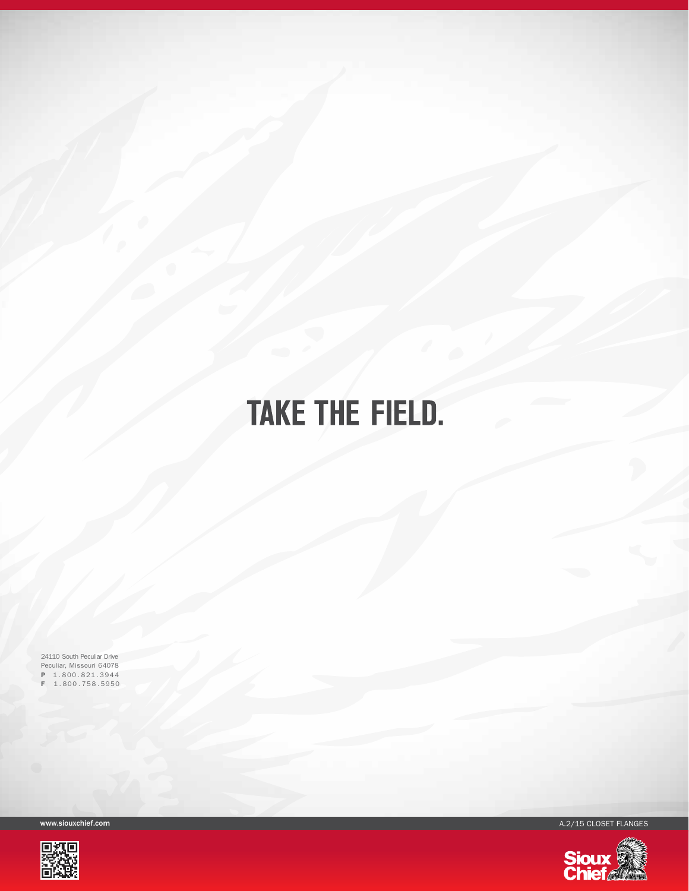# TAKE THE FIELD.

24110 South Peculiar Drive
Peculiar, Missouri 64078
**P** 1.800.821.3944
**F** 1.800.758.5950

www.siouxchief.com

A.2/15 CLOSET FLANGES